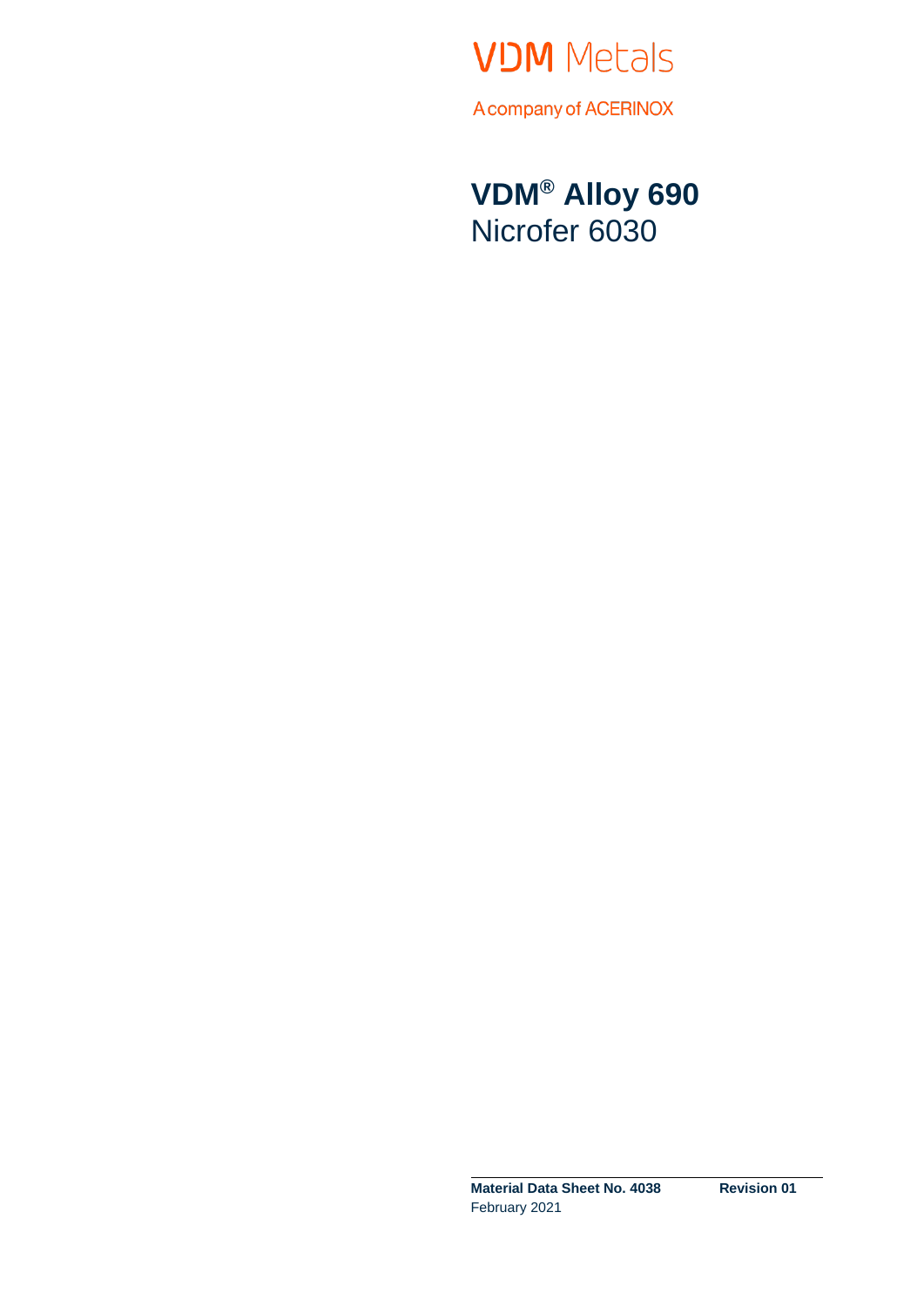VDM Metals

A company of ACERINOX

# VDM® Alloy 690

Nicrofer 6030

**Material Data Sheet No. 4038** **Revision 01**

February 2021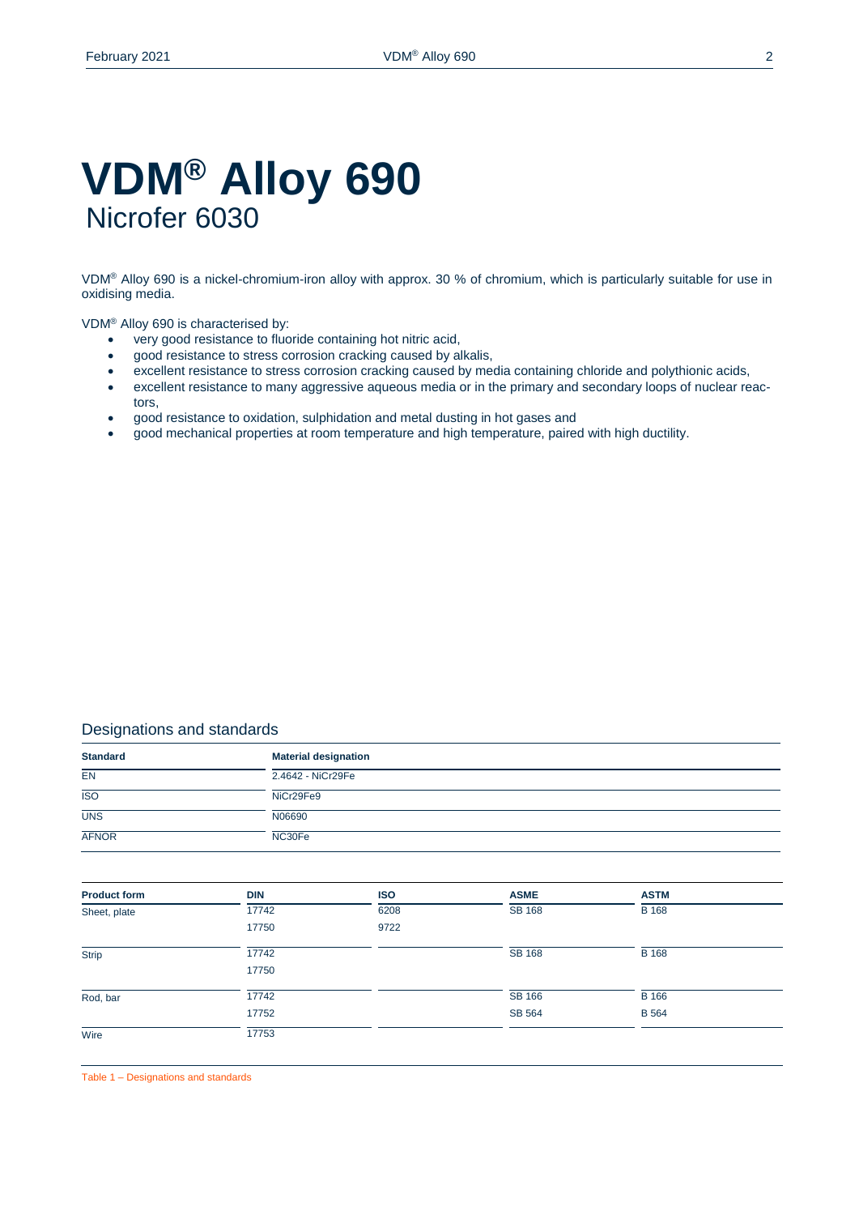# VDM® Alloy 690
Nicrofer 6030

VDM® Alloy 690 is a nickel-chromium-iron alloy with approx. 30 % of chromium, which is particularly suitable for use in oxidising media.

VDM® Alloy 690 is characterised by:

- very good resistance to fluoride containing hot nitric acid,
- good resistance to stress corrosion cracking caused by alkalis,
- excellent resistance to stress corrosion cracking caused by media containing chloride and polythionic acids,
- excellent resistance to many aggressive aqueous media or in the primary and secondary loops of nuclear reactors,
- good resistance to oxidation, sulphidation and metal dusting in hot gases and
- good mechanical properties at room temperature and high temperature, paired with high ductility.

## Designations and standards

| Standard | Material designation |
|---|---|
| EN | 2.4642 - NiCr29Fe |
| ISO | NiCr29Fe9 |
| UNS | N06690 |
| AFNOR | NC30Fe |

| Product form | DIN | ISO | ASME | ASTM |
|---|---|---|---|---|
| Sheet, plate | 17742 | 6208 | SB 168 | B 168 |
| | 17750 | 9722 | | |
| Strip | 17742 | | SB 168 | B 168 |
| | 17750 | | | |
| Rod, bar | 17742 | | SB 166 | B 166 |
| | 17752 | | SB 564 | B 564 |
| Wire | 17753 | | | |

Table 1 – Designations and standards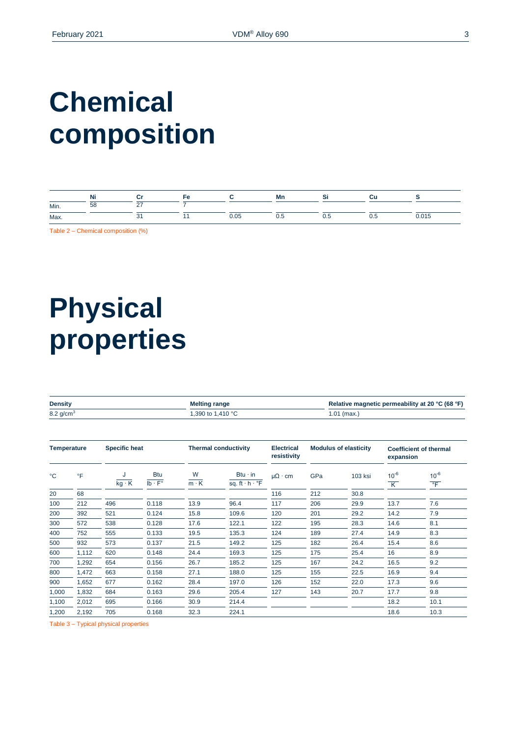# Chemical composition

| | Ni | Cr | Fe | C | Mn | Si | Cu | S |
|---|---|---|---|---|---|---|---|---|
| Min. | 58 | 27 | 7 | | | | | |
| Max. | | 31 | 11 | 0.05 | 0.5 | 0.5 | 0.5 | 0.015 |

Table 2 – Chemical composition (%)

# Physical properties

| Density | Melting range | Relative magnetic permeability at 20 °C (68 °F) |
|---|---|---|
| 8.2 g/cm³ | 1,390 to 1,410 °C | 1.01 (max.) |

| Temperature | | Specific heat | | Thermal conductivity | | Electrical resistivity | Modulus of elasticity | | Coefficient of thermal expansion | |
|---|---|---|---|---|---|---|---|---|---|---|
| °C | °F | $\frac{J}{kg \cdot K}$ | $\frac{Btu}{lb \cdot F°}$ | $\frac{W}{m \cdot K}$ | $\frac{Btu \cdot in}{sq. ft \cdot h \cdot °F}$ | µΩ · cm | GPa | 103 ksi | $\frac{10^{-6}}{K}$ | $\frac{10^{-6}}{°F}$ |
| 20 | 68 | | | | | 116 | 212 | 30.8 | | |
| 100 | 212 | 496 | 0.118 | 13.9 | 96.4 | 117 | 206 | 29.9 | 13.7 | 7.6 |
| 200 | 392 | 521 | 0.124 | 15.8 | 109.6 | 120 | 201 | 29.2 | 14.2 | 7.9 |
| 300 | 572 | 538 | 0.128 | 17.6 | 122.1 | 122 | 195 | 28.3 | 14.6 | 8.1 |
| 400 | 752 | 555 | 0.133 | 19.5 | 135.3 | 124 | 189 | 27.4 | 14.9 | 8.3 |
| 500 | 932 | 573 | 0.137 | 21.5 | 149.2 | 125 | 182 | 26.4 | 15.4 | 8.6 |
| 600 | 1,112 | 620 | 0.148 | 24.4 | 169.3 | 125 | 175 | 25.4 | 16 | 8.9 |
| 700 | 1,292 | 654 | 0.156 | 26.7 | 185.2 | 125 | 167 | 24.2 | 16.5 | 9.2 |
| 800 | 1,472 | 663 | 0.158 | 27.1 | 188.0 | 125 | 155 | 22.5 | 16.9 | 9.4 |
| 900 | 1,652 | 677 | 0.162 | 28.4 | 197.0 | 126 | 152 | 22.0 | 17.3 | 9.6 |
| 1,000 | 1,832 | 684 | 0.163 | 29.6 | 205.4 | 127 | 143 | 20.7 | 17.7 | 9.8 |
| 1,100 | 2,012 | 695 | 0.166 | 30.9 | 214.4 | | | | 18.2 | 10.1 |
| 1,200 | 2,192 | 705 | 0.168 | 32.3 | 224.1 | | | | 18.6 | 10.3 |

Table 3 – Typical physical properties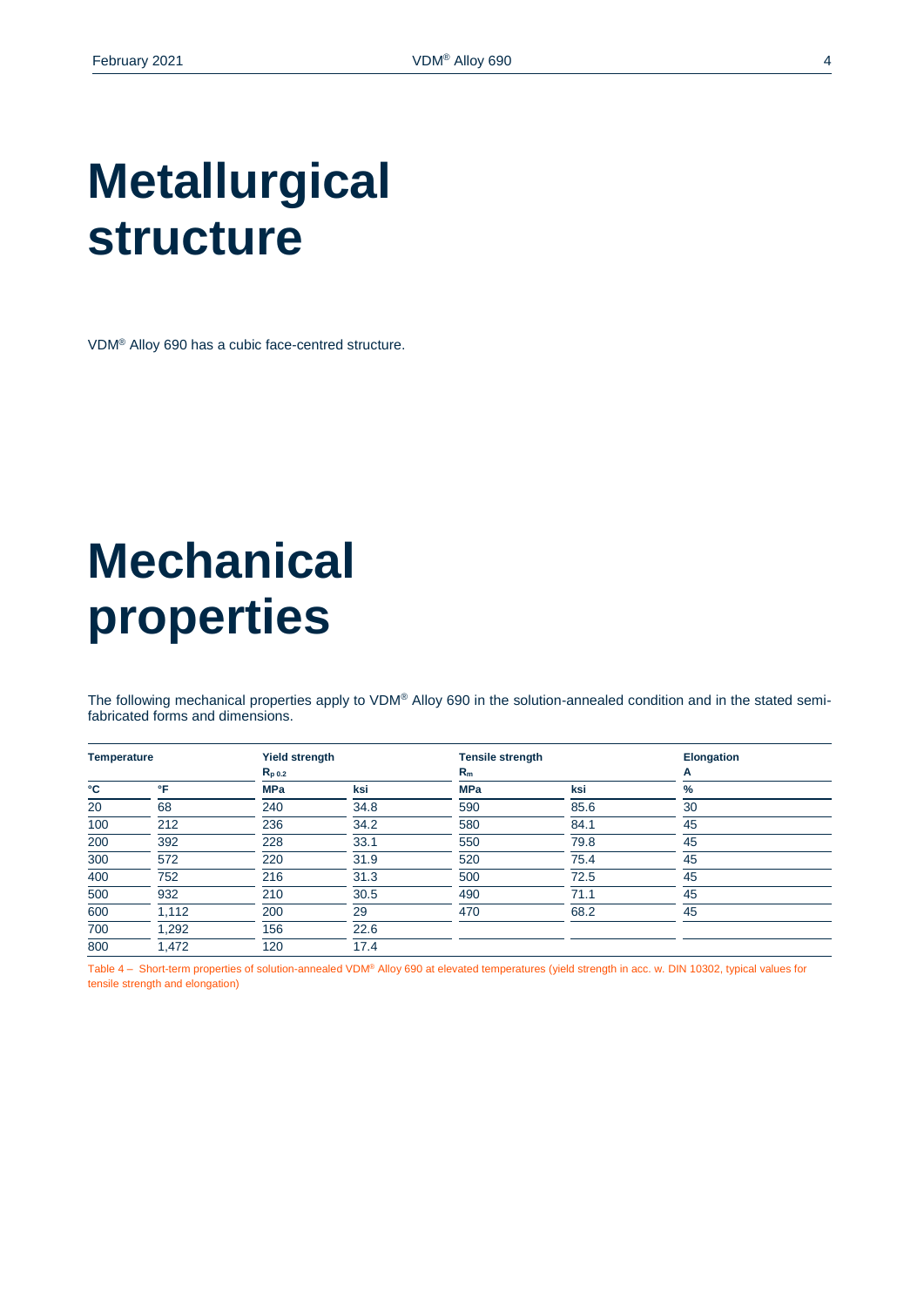# Metallurgical structure

VDM® Alloy 690 has a cubic face-centred structure.

# Mechanical properties

The following mechanical properties apply to VDM® Alloy 690 in the solution-annealed condition and in the stated semi-fabricated forms and dimensions.

| Temperature | | Yield strength $R_{p\,0.2}$ | | Tensile strength $R_m$ | | Elongation A |
|---|---|---|---|---|---|---|
| **°C** | **°F** | **MPa** | **ksi** | **MPa** | **ksi** | **%** |
| 20 | 68 | 240 | 34.8 | 590 | 85.6 | 30 |
| 100 | 212 | 236 | 34.2 | 580 | 84.1 | 45 |
| 200 | 392 | 228 | 33.1 | 550 | 79.8 | 45 |
| 300 | 572 | 220 | 31.9 | 520 | 75.4 | 45 |
| 400 | 752 | 216 | 31.3 | 500 | 72.5 | 45 |
| 500 | 932 | 210 | 30.5 | 490 | 71.1 | 45 |
| 600 | 1,112 | 200 | 29 | 470 | 68.2 | 45 |
| 700 | 1,292 | 156 | 22.6 | | | |
| 800 | 1,472 | 120 | 17.4 | | | |

Table 4 – Short-term properties of solution-annealed VDM® Alloy 690 at elevated temperatures (yield strength in acc. w. DIN 10302, typical values for tensile strength and elongation)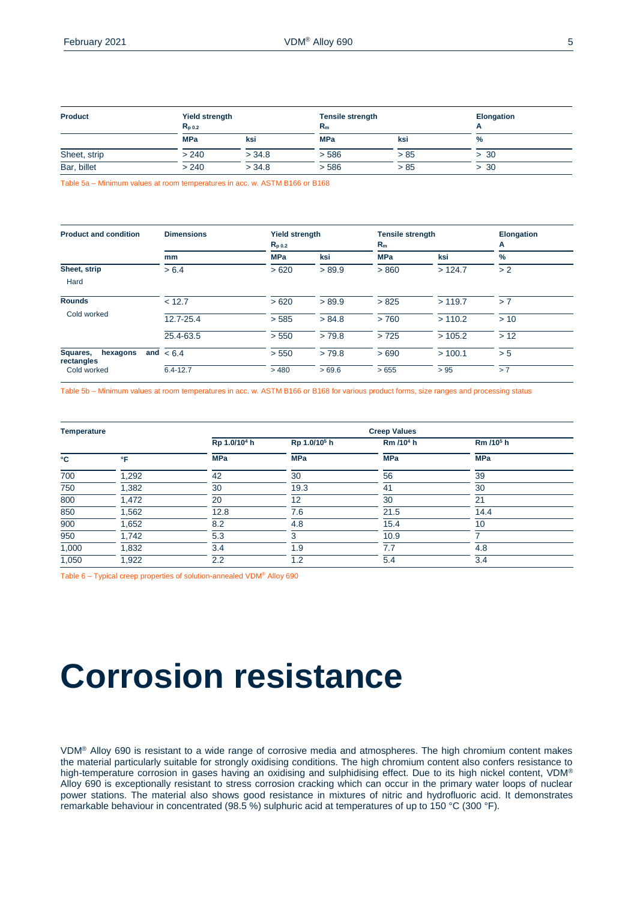| Product | Yield strength $R_{p\,0.2}$ | | Tensile strength $R_m$ | | Elongation A |
|---|---|---|---|---|---|
| | MPa | ksi | MPa | ksi | % |
| Sheet, strip | > 240 | > 34.8 | > 586 | > 85 | > 30 |
| Bar, billet | > 240 | > 34.8 | > 586 | > 85 | > 30 |

Table 5a – Minimum values at room temperatures in acc. w. ASTM B166 or B168

| Product and condition | Dimensions | Yield strength $R_{p\,0.2}$ | | Tensile strength $R_m$ | | Elongation A |
|---|---|---|---|---|---|---|
| | mm | MPa | ksi | MPa | ksi | % |
| **Sheet, strip** Hard | > 6.4 | > 620 | > 89.9 | > 860 | > 124.7 | > 2 |
| **Rounds** Cold worked | < 12.7 | > 620 | > 89.9 | > 825 | > 119.7 | > 7 |
| | 12.7-25.4 | > 585 | > 84.8 | > 760 | > 110.2 | > 10 |
| | 25.4-63.5 | > 550 | > 79.8 | > 725 | > 105.2 | > 12 |
| **Squares, hexagons and rectangles** Cold worked | < 6.4 | > 550 | > 79.8 | > 690 | > 100.1 | > 5 |
| | 6.4-12.7 | > 480 | > 69.6 | > 655 | > 95 | > 7 |

Table 5b – Minimum values at room temperatures in acc. w. ASTM B166 or B168 for various product forms, size ranges and processing status

| Temperature | | Creep Values | | | |
|---|---|---|---|---|---|
| | | Rp 1.0/10[4] h | Rp 1.0/10[5] h | Rm /10[4] h | Rm /10[5] h |
| °C | °F | MPa | MPa | MPa | MPa |
| 700 | 1,292 | 42 | 30 | 56 | 39 |
| 750 | 1,382 | 30 | 19.3 | 41 | 30 |
| 800 | 1,472 | 20 | 12 | 30 | 21 |
| 850 | 1,562 | 12.8 | 7.6 | 21.5 | 14.4 |
| 900 | 1,652 | 8.2 | 4.8 | 15.4 | 10 |
| 950 | 1,742 | 5.3 | 3 | 10.9 | 7 |
| 1,000 | 1,832 | 3.4 | 1.9 | 7.7 | 4.8 |
| 1,050 | 1,922 | 2.2 | 1.2 | 5.4 | 3.4 |

Table 6 – Typical creep properties of solution-annealed VDM® Alloy 690

# Corrosion resistance

VDM® Alloy 690 is resistant to a wide range of corrosive media and atmospheres. The high chromium content makes the material particularly suitable for strongly oxidising conditions. The high chromium content also confers resistance to high-temperature corrosion in gases having an oxidising and sulphidising effect. Due to its high nickel content, VDM® Alloy 690 is exceptionally resistant to stress corrosion cracking which can occur in the primary water loops of nuclear power stations. The material also shows good resistance in mixtures of nitric and hydrofluoric acid. It demonstrates remarkable behaviour in concentrated (98.5 %) sulphuric acid at temperatures of up to 150 °C (300 °F).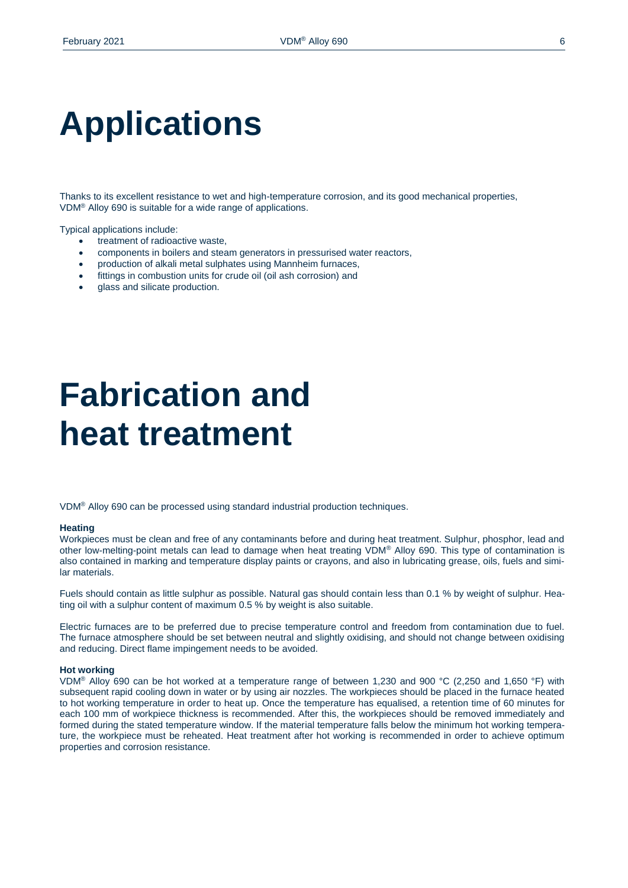# Applications

Thanks to its excellent resistance to wet and high-temperature corrosion, and its good mechanical properties, VDM® Alloy 690 is suitable for a wide range of applications.

Typical applications include:

- treatment of radioactive waste,
- components in boilers and steam generators in pressurised water reactors,
- production of alkali metal sulphates using Mannheim furnaces,
- fittings in combustion units for crude oil (oil ash corrosion) and
- glass and silicate production.

# Fabrication and heat treatment

VDM® Alloy 690 can be processed using standard industrial production techniques.

**Heating**

Workpieces must be clean and free of any contaminants before and during heat treatment. Sulphur, phosphor, lead and other low-melting-point metals can lead to damage when heat treating VDM® Alloy 690. This type of contamination is also contained in marking and temperature display paints or crayons, and also in lubricating grease, oils, fuels and similar materials.

Fuels should contain as little sulphur as possible. Natural gas should contain less than 0.1 % by weight of sulphur. Heating oil with a sulphur content of maximum 0.5 % by weight is also suitable.

Electric furnaces are to be preferred due to precise temperature control and freedom from contamination due to fuel. The furnace atmosphere should be set between neutral and slightly oxidising, and should not change between oxidising and reducing. Direct flame impingement needs to be avoided.

**Hot working**

VDM® Alloy 690 can be hot worked at a temperature range of between 1,230 and 900 °C (2,250 and 1,650 °F) with subsequent rapid cooling down in water or by using air nozzles. The workpieces should be placed in the furnace heated to hot working temperature in order to heat up. Once the temperature has equalised, a retention time of 60 minutes for each 100 mm of workpiece thickness is recommended. After this, the workpieces should be removed immediately and formed during the stated temperature window. If the material temperature falls below the minimum hot working temperature, the workpiece must be reheated. Heat treatment after hot working is recommended in order to achieve optimum properties and corrosion resistance.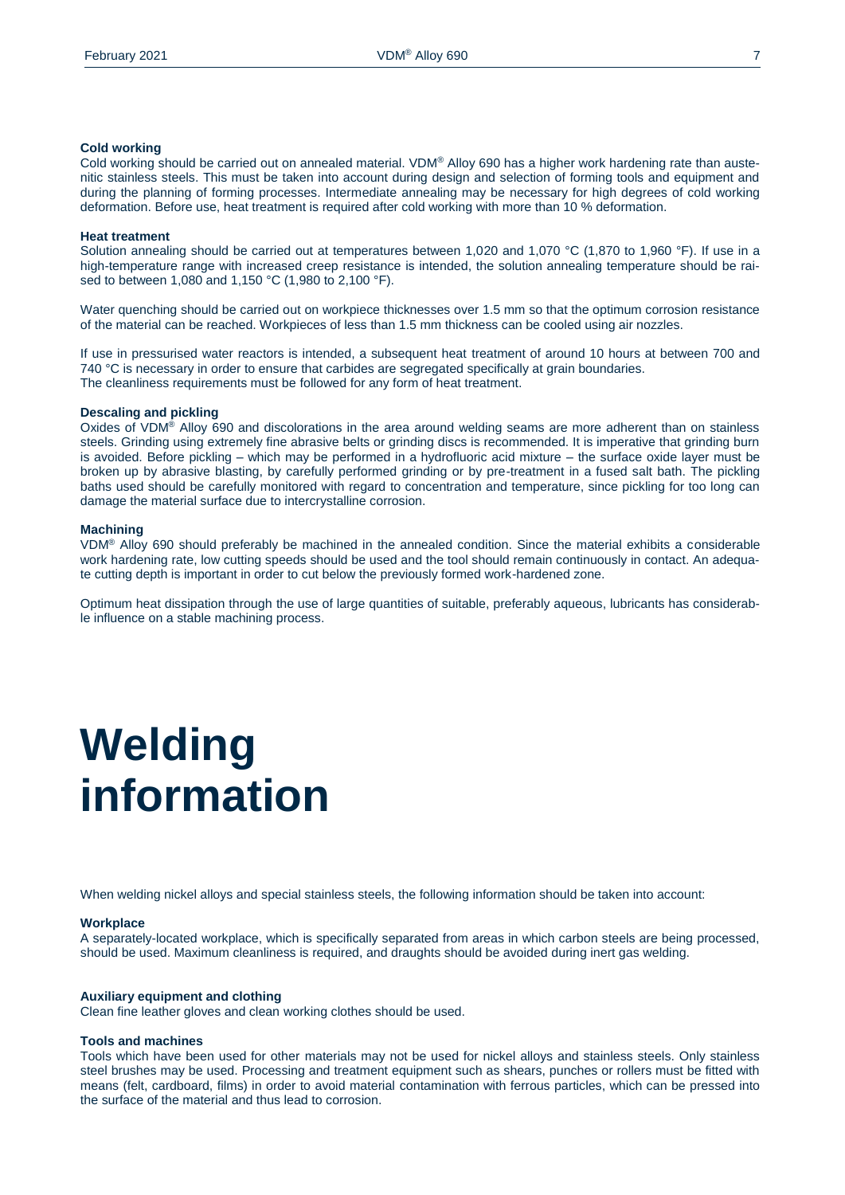### Cold working

Cold working should be carried out on annealed material. VDM® Alloy 690 has a higher work hardening rate than austenitic stainless steels. This must be taken into account during design and selection of forming tools and equipment and during the planning of forming processes. Intermediate annealing may be necessary for high degrees of cold working deformation. Before use, heat treatment is required after cold working with more than 10 % deformation.

### Heat treatment

Solution annealing should be carried out at temperatures between 1,020 and 1,070 °C (1,870 to 1,960 °F). If use in a high-temperature range with increased creep resistance is intended, the solution annealing temperature should be raised to between 1,080 and 1,150 °C (1,980 to 2,100 °F).

Water quenching should be carried out on workpiece thicknesses over 1.5 mm so that the optimum corrosion resistance of the material can be reached. Workpieces of less than 1.5 mm thickness can be cooled using air nozzles.

If use in pressurised water reactors is intended, a subsequent heat treatment of around 10 hours at between 700 and 740 °C is necessary in order to ensure that carbides are segregated specifically at grain boundaries.
The cleanliness requirements must be followed for any form of heat treatment.

### Descaling and pickling

Oxides of VDM® Alloy 690 and discolorations in the area around welding seams are more adherent than on stainless steels. Grinding using extremely fine abrasive belts or grinding discs is recommended. It is imperative that grinding burn is avoided. Before pickling – which may be performed in a hydrofluoric acid mixture – the surface oxide layer must be broken up by abrasive blasting, by carefully performed grinding or by pre-treatment in a fused salt bath. The pickling baths used should be carefully monitored with regard to concentration and temperature, since pickling for too long can damage the material surface due to intercrystalline corrosion.

### Machining

VDM® Alloy 690 should preferably be machined in the annealed condition. Since the material exhibits a considerable work hardening rate, low cutting speeds should be used and the tool should remain continuously in contact. An adequate cutting depth is important in order to cut below the previously formed work-hardened zone.

Optimum heat dissipation through the use of large quantities of suitable, preferably aqueous, lubricants has considerable influence on a stable machining process.

# Welding information

When welding nickel alloys and special stainless steels, the following information should be taken into account:

### Workplace

A separately-located workplace, which is specifically separated from areas in which carbon steels are being processed, should be used. Maximum cleanliness is required, and draughts should be avoided during inert gas welding.

### Auxiliary equipment and clothing

Clean fine leather gloves and clean working clothes should be used.

### Tools and machines

Tools which have been used for other materials may not be used for nickel alloys and stainless steels. Only stainless steel brushes may be used. Processing and treatment equipment such as shears, punches or rollers must be fitted with means (felt, cardboard, films) in order to avoid material contamination with ferrous particles, which can be pressed into the surface of the material and thus lead to corrosion.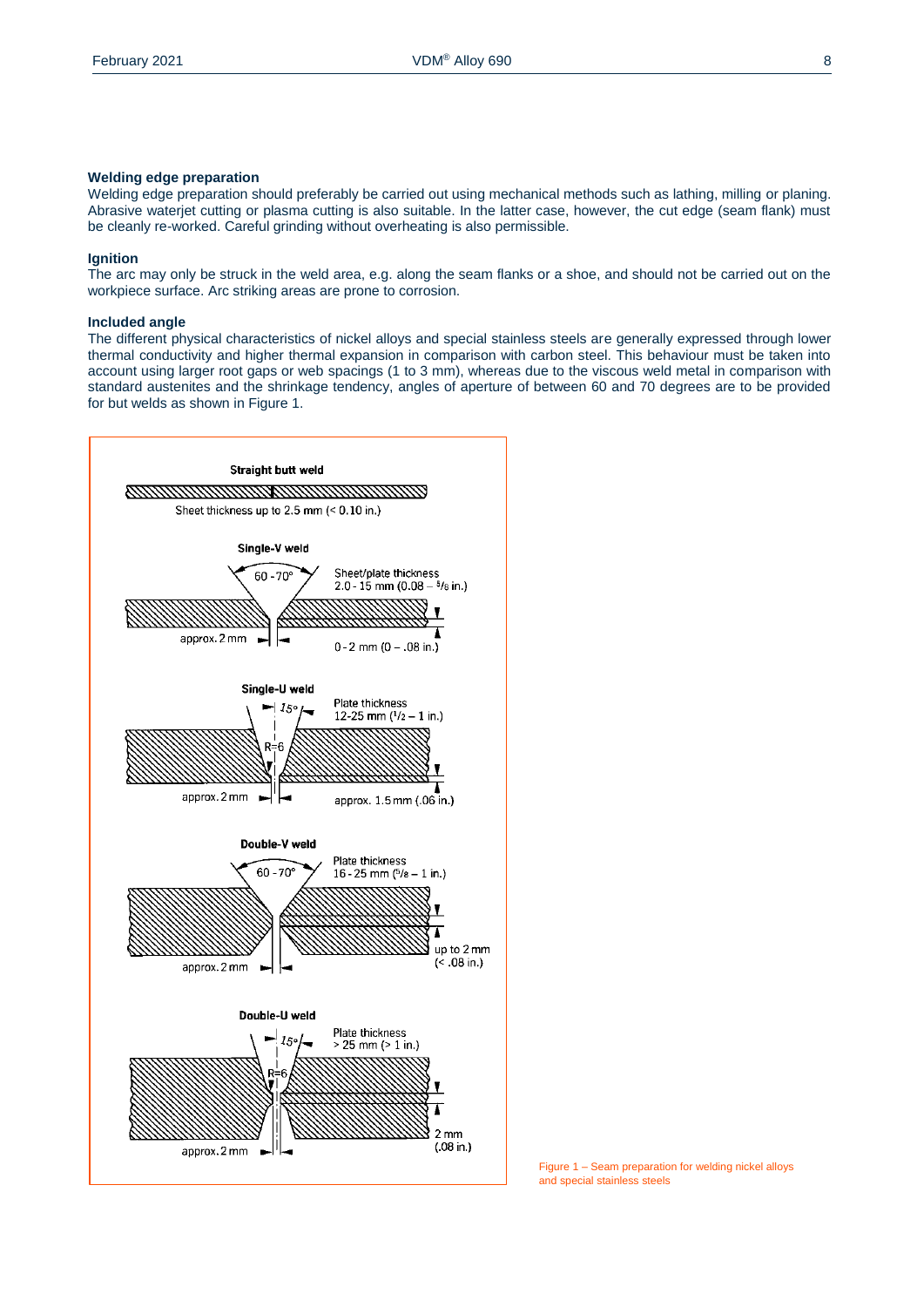### Welding edge preparation

Welding edge preparation should preferably be carried out using mechanical methods such as lathing, milling or planing. Abrasive waterjet cutting or plasma cutting is also suitable. In the latter case, however, the cut edge (seam flank) must be cleanly re-worked. Careful grinding without overheating is also permissible.

### Ignition

The arc may only be struck in the weld area, e.g. along the seam flanks or a shoe, and should not be carried out on the workpiece surface. Arc striking areas are prone to corrosion.

### Included angle

The different physical characteristics of nickel alloys and special stainless steels are generally expressed through lower thermal conductivity and higher thermal expansion in comparison with carbon steel. This behaviour must be taken into account using larger root gaps or web spacings (1 to 3 mm), whereas due to the viscous weld metal in comparison with standard austenites and the shrinkage tendency, angles of aperture of between 60 and 70 degrees are to be provided for but welds as shown in Figure 1.

**Straight butt weld**

Sheet thickness up to 2.5 mm (< 0.10 in.)

**Single-V weld**

60 - 70°

Sheet/plate thickness 2.0 - 15 mm (0.08 – 5/8 in.)

approx. 2 mm

0 - 2 mm (0 – .08 in.)

**Single-U weld**

15°

R=6

Plate thickness 12-25 mm (1/2 – 1 in.)

approx. 2 mm

approx. 1.5 mm (.06 in.)

**Double-V weld**

60 - 70°

Plate thickness 16 - 25 mm (5/8 – 1 in.)

approx. 2 mm

up to 2 mm (< .08 in.)

**Double-U weld**

15°

R=6

Plate thickness > 25 mm (> 1 in.)

approx. 2 mm

2 mm (.08 in.)

Figure 1 – Seam preparation for welding nickel alloys and special stainless steels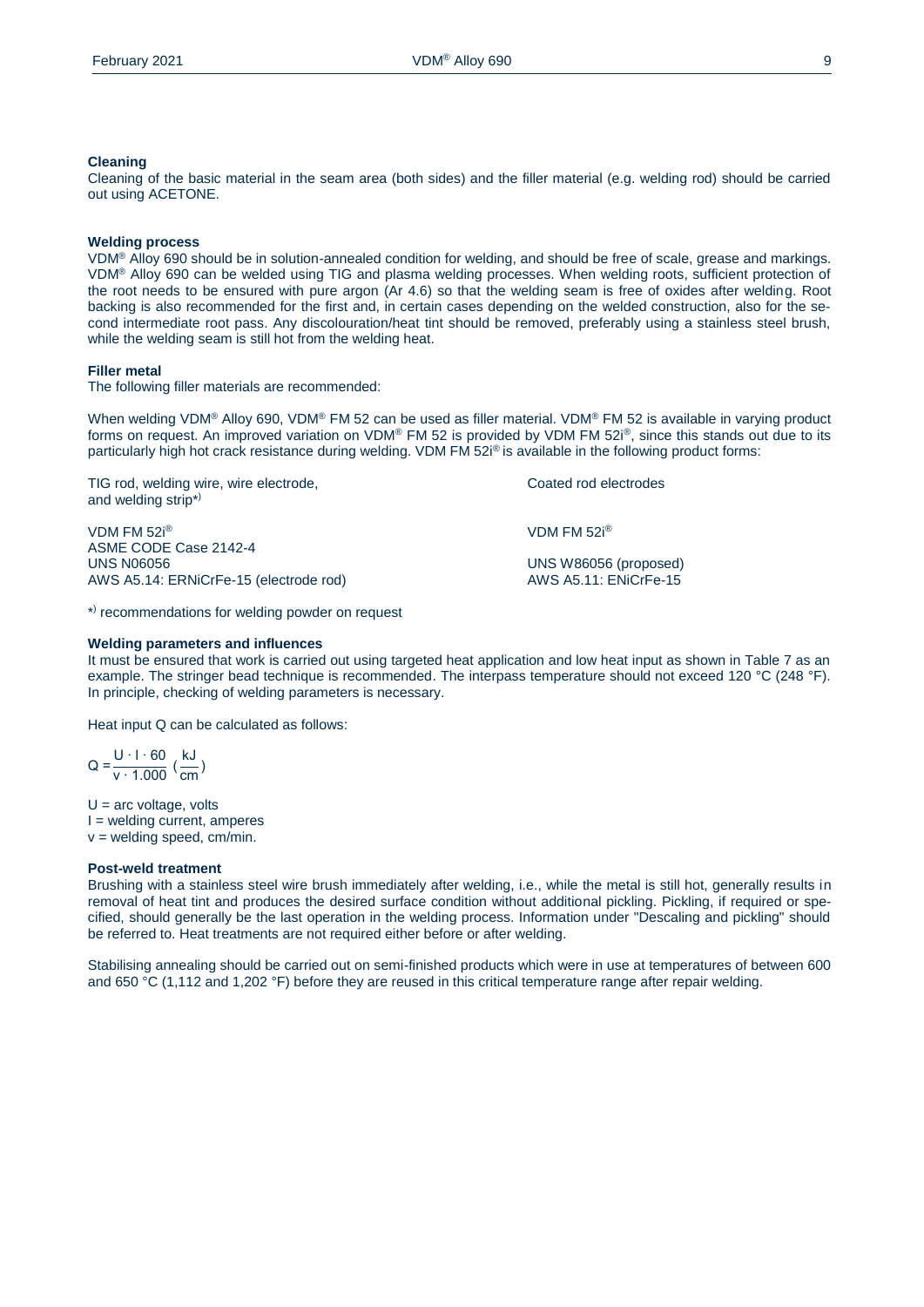### Cleaning

Cleaning of the basic material in the seam area (both sides) and the filler material (e.g. welding rod) should be carried out using ACETONE.

### Welding process

VDM® Alloy 690 should be in solution-annealed condition for welding, and should be free of scale, grease and markings. VDM® Alloy 690 can be welded using TIG and plasma welding processes. When welding roots, sufficient protection of the root needs to be ensured with pure argon (Ar 4.6) so that the welding seam is free of oxides after welding. Root backing is also recommended for the first and, in certain cases depending on the welded construction, also for the second intermediate root pass. Any discolouration/heat tint should be removed, preferably using a stainless steel brush, while the welding seam is still hot from the welding heat.

### Filler metal

The following filler materials are recommended:

When welding VDM® Alloy 690, VDM® FM 52 can be used as filler material. VDM® FM 52 is available in varying product forms on request. An improved variation on VDM® FM 52 is provided by VDM FM 52i®, since this stands out due to its particularly high hot crack resistance during welding. VDM FM 52i® is available in the following product forms:

| TIG rod, welding wire, wire electrode, and welding strip*) | Coated rod electrodes |
|---|---|
| VDM FM 52i®<br>ASME CODE Case 2142-4<br>UNS N06056<br>AWS A5.14: ERNiCrFe-15 (electrode rod) | VDM FM 52i®<br><br>UNS W86056 (proposed)<br>AWS A5.11: ENiCrFe-15 |

*) recommendations for welding powder on request

### Welding parameters and influences

It must be ensured that work is carried out using targeted heat application and low heat input as shown in Table 7 as an example. The stringer bead technique is recommended. The interpass temperature should not exceed 120 °C (248 °F). In principle, checking of welding parameters is necessary.

Heat input Q can be calculated as follows:

$$Q = \frac{U \cdot I \cdot 60}{v \cdot 1.000} \left(\frac{kJ}{cm}\right)$$

U = arc voltage, volts
I = welding current, amperes
v = welding speed, cm/min.

### Post-weld treatment

Brushing with a stainless steel wire brush immediately after welding, i.e., while the metal is still hot, generally results in removal of heat tint and produces the desired surface condition without additional pickling. Pickling, if required or specified, should generally be the last operation in the welding process. Information under "Descaling and pickling" should be referred to. Heat treatments are not required either before or after welding.

Stabilising annealing should be carried out on semi-finished products which were in use at temperatures of between 600 and 650 °C (1,112 and 1,202 °F) before they are reused in this critical temperature range after repair welding.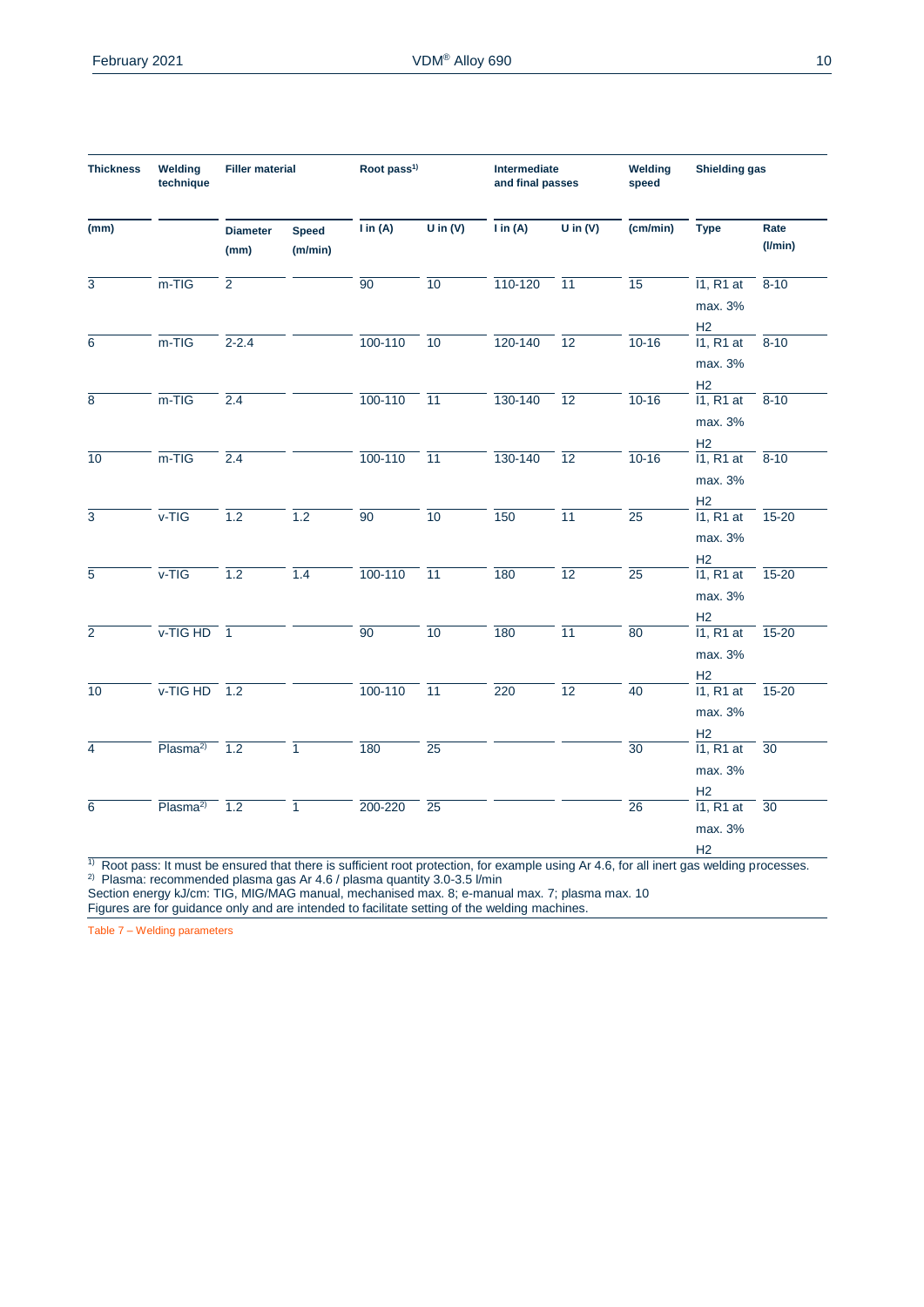| Thickness | Welding technique | Filler material | | Root pass[1] | | Intermediate and final passes | | Welding speed | Shielding gas | |
|---|---|---|---|---|---|---|---|---|---|---|
| (mm) | | Diameter (mm) | Speed (m/min) | I in (A) | U in (V) | I in (A) | U in (V) | (cm/min) | Type | Rate (l/min) |
| 3 | m-TIG | 2 | | 90 | 10 | 110-120 | 11 | 15 | I1, R1 at max. 3% H2 | 8-10 |
| 6 | m-TIG | 2-2.4 | | 100-110 | 10 | 120-140 | 12 | 10-16 | I1, R1 at max. 3% H2 | 8-10 |
| 8 | m-TIG | 2.4 | | 100-110 | 11 | 130-140 | 12 | 10-16 | I1, R1 at max. 3% H2 | 8-10 |
| 10 | m-TIG | 2.4 | | 100-110 | 11 | 130-140 | 12 | 10-16 | I1, R1 at max. 3% H2 | 8-10 |
| 3 | v-TIG | 1.2 | 1.2 | 90 | 10 | 150 | 11 | 25 | I1, R1 at max. 3% H2 | 15-20 |
| 5 | v-TIG | 1.2 | 1.4 | 100-110 | 11 | 180 | 12 | 25 | I1, R1 at max. 3% H2 | 15-20 |
| 2 | v-TIG HD | 1 | | 90 | 10 | 180 | 11 | 80 | I1, R1 at max. 3% H2 | 15-20 |
| 10 | v-TIG HD | 1.2 | | 100-110 | 11 | 220 | 12 | 40 | I1, R1 at max. 3% H2 | 15-20 |
| 4 | Plasma[2] | 1.2 | 1 | 180 | 25 | | | 30 | I1, R1 at max. 3% H2 | 30 |
| 6 | Plasma[2] | 1.2 | 1 | 200-220 | 25 | | | 26 | I1, R1 at max. 3% H2 | 30 |

[1] Root pass: It must be ensured that there is sufficient root protection, for example using Ar 4.6, for all inert gas welding processes.
[2] Plasma: recommended plasma gas Ar 4.6 / plasma quantity 3.0-3.5 l/min
Section energy kJ/cm: TIG, MIG/MAG manual, mechanised max. 8; e-manual max. 7; plasma max. 10
Figures are for guidance only and are intended to facilitate setting of the welding machines.

Table 7 – Welding parameters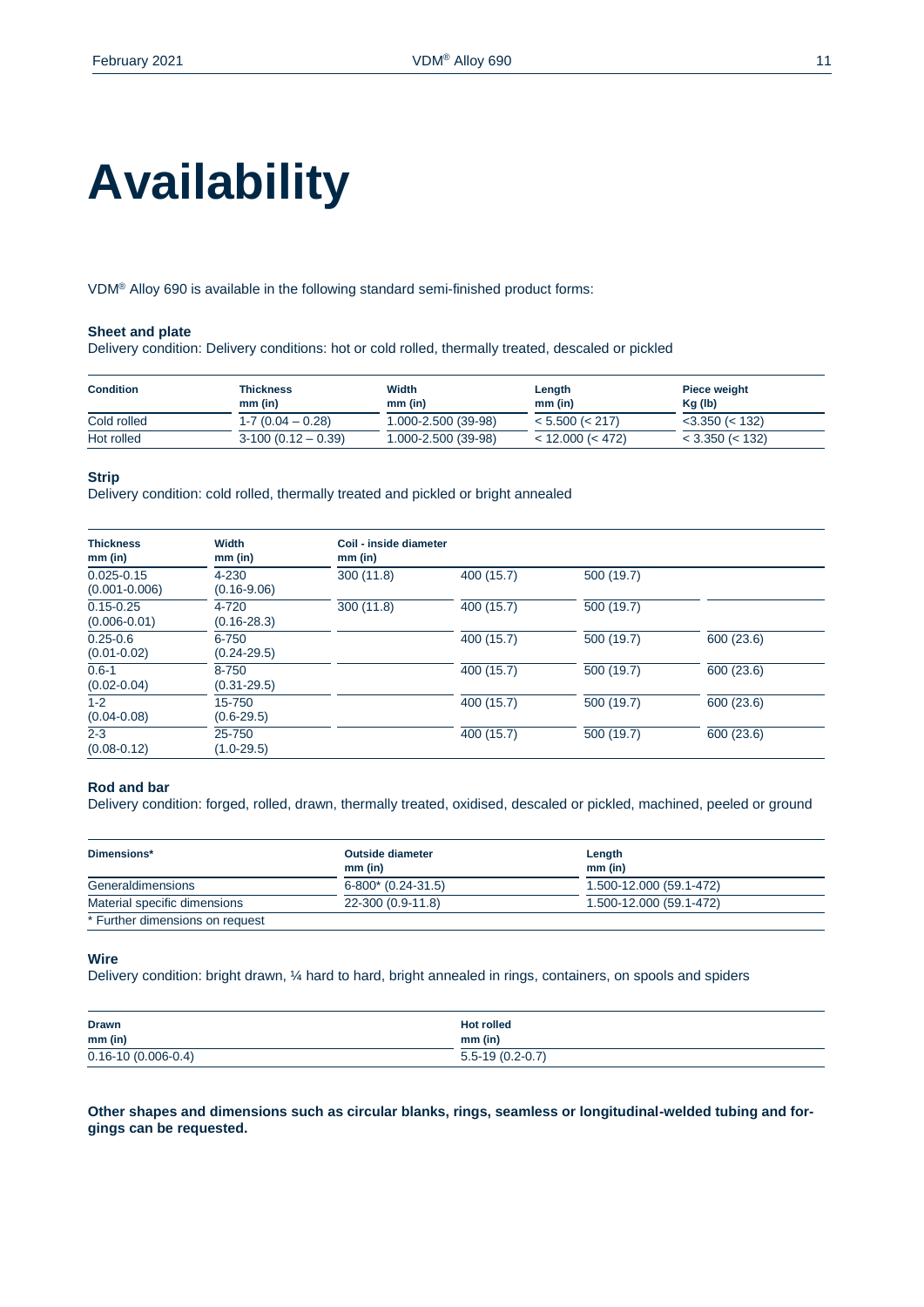# Availability

VDM® Alloy 690 is available in the following standard semi-finished product forms:

**Sheet and plate**

Delivery condition: Delivery conditions: hot or cold rolled, thermally treated, descaled or pickled

| Condition | Thickness mm (in) | Width mm (in) | Length mm (in) | Piece weight Kg (lb) |
|---|---|---|---|---|
| Cold rolled | 1-7 (0.04 – 0.28) | 1.000-2.500 (39-98) | < 5.500 (< 217) | <3.350 (< 132) |
| Hot rolled | 3-100 (0.12 – 0.39) | 1.000-2.500 (39-98) | < 12.000 (< 472) | < 3.350 (< 132) |

**Strip**

Delivery condition: cold rolled, thermally treated and pickled or bright annealed

| Thickness mm (in) | Width mm (in) | Coil - inside diameter mm (in) | | | |
|---|---|---|---|---|---|
| 0.025-0.15 (0.001-0.006) | 4-230 (0.16-9.06) | 300 (11.8) | 400 (15.7) | 500 (19.7) | |
| 0.15-0.25 (0.006-0.01) | 4-720 (0.16-28.3) | 300 (11.8) | 400 (15.7) | 500 (19.7) | |
| 0.25-0.6 (0.01-0.02) | 6-750 (0.24-29.5) | | 400 (15.7) | 500 (19.7) | 600 (23.6) |
| 0.6-1 (0.02-0.04) | 8-750 (0.31-29.5) | | 400 (15.7) | 500 (19.7) | 600 (23.6) |
| 1-2 (0.04-0.08) | 15-750 (0.6-29.5) | | 400 (15.7) | 500 (19.7) | 600 (23.6) |
| 2-3 (0.08-0.12) | 25-750 (1.0-29.5) | | 400 (15.7) | 500 (19.7) | 600 (23.6) |

**Rod and bar**

Delivery condition: forged, rolled, drawn, thermally treated, oxidised, descaled or pickled, machined, peeled or ground

| Dimensions* | Outside diameter mm (in) | Length mm (in) |
|---|---|---|
| Generaldimensions | 6-800* (0.24-31.5) | 1.500-12.000 (59.1-472) |
| Material specific dimensions | 22-300 (0.9-11.8) | 1.500-12.000 (59.1-472) |
| * Further dimensions on request | | |

**Wire**

Delivery condition: bright drawn, ¼ hard to hard, bright annealed in rings, containers, on spools and spiders

| Drawn mm (in) | Hot rolled mm (in) |
|---|---|
| 0.16-10 (0.006-0.4) | 5.5-19 (0.2-0.7) |

**Other shapes and dimensions such as circular blanks, rings, seamless or longitudinal-welded tubing and forgings can be requested.**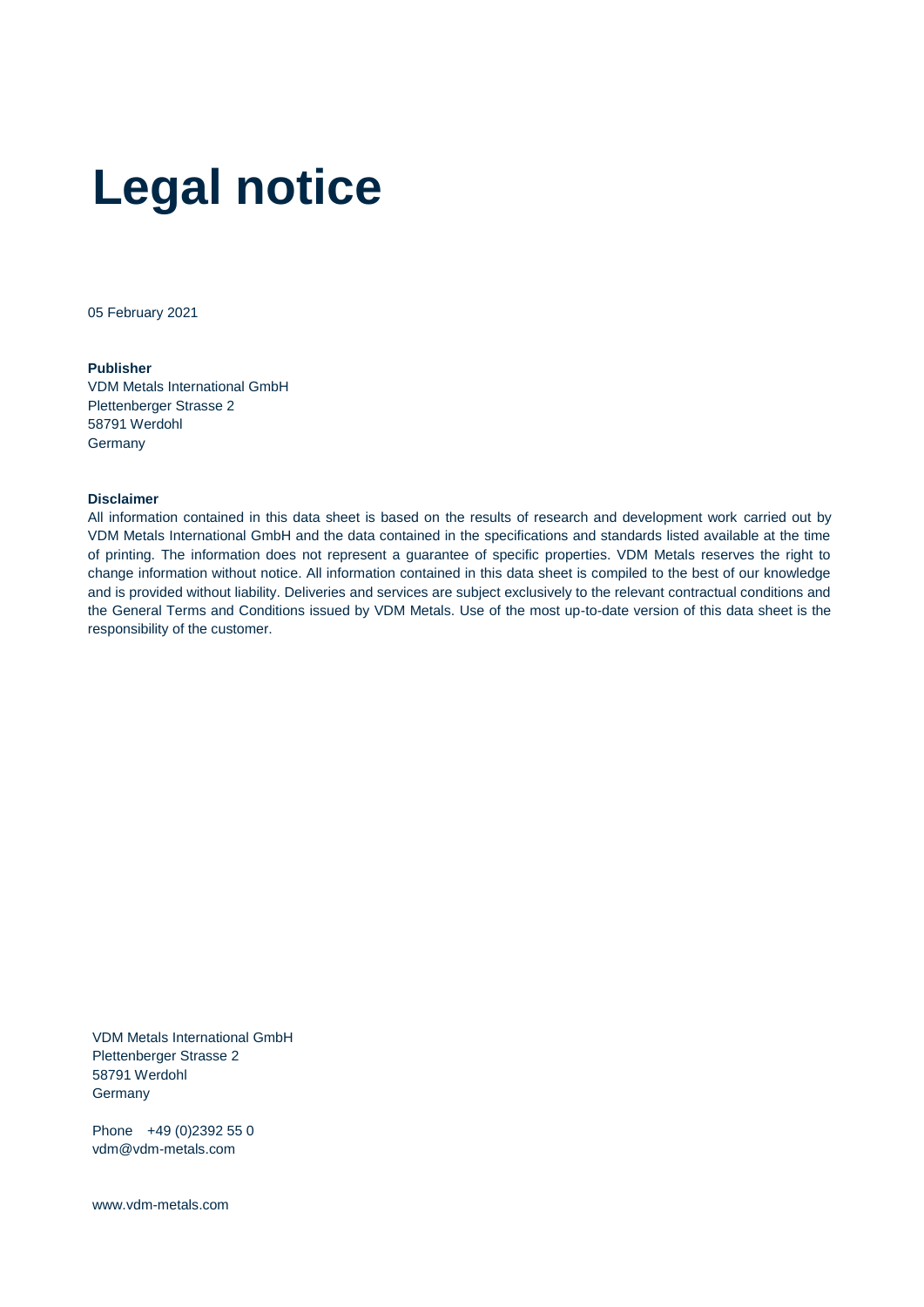# Legal notice

05 February 2021

**Publisher**

VDM Metals International GmbH
Plettenberger Strasse 2
58791 Werdohl
Germany

**Disclaimer**

All information contained in this data sheet is based on the results of research and development work carried out by VDM Metals International GmbH and the data contained in the specifications and standards listed available at the time of printing. The information does not represent a guarantee of specific properties. VDM Metals reserves the right to change information without notice. All information contained in this data sheet is compiled to the best of our knowledge and is provided without liability. Deliveries and services are subject exclusively to the relevant contractual conditions and the General Terms and Conditions issued by VDM Metals. Use of the most up-to-date version of this data sheet is the responsibility of the customer.

VDM Metals International GmbH
Plettenberger Strasse 2
58791 Werdohl
Germany

Phone +49 (0)2392 55 0
vdm@vdm-metals.com

www.vdm-metals.com